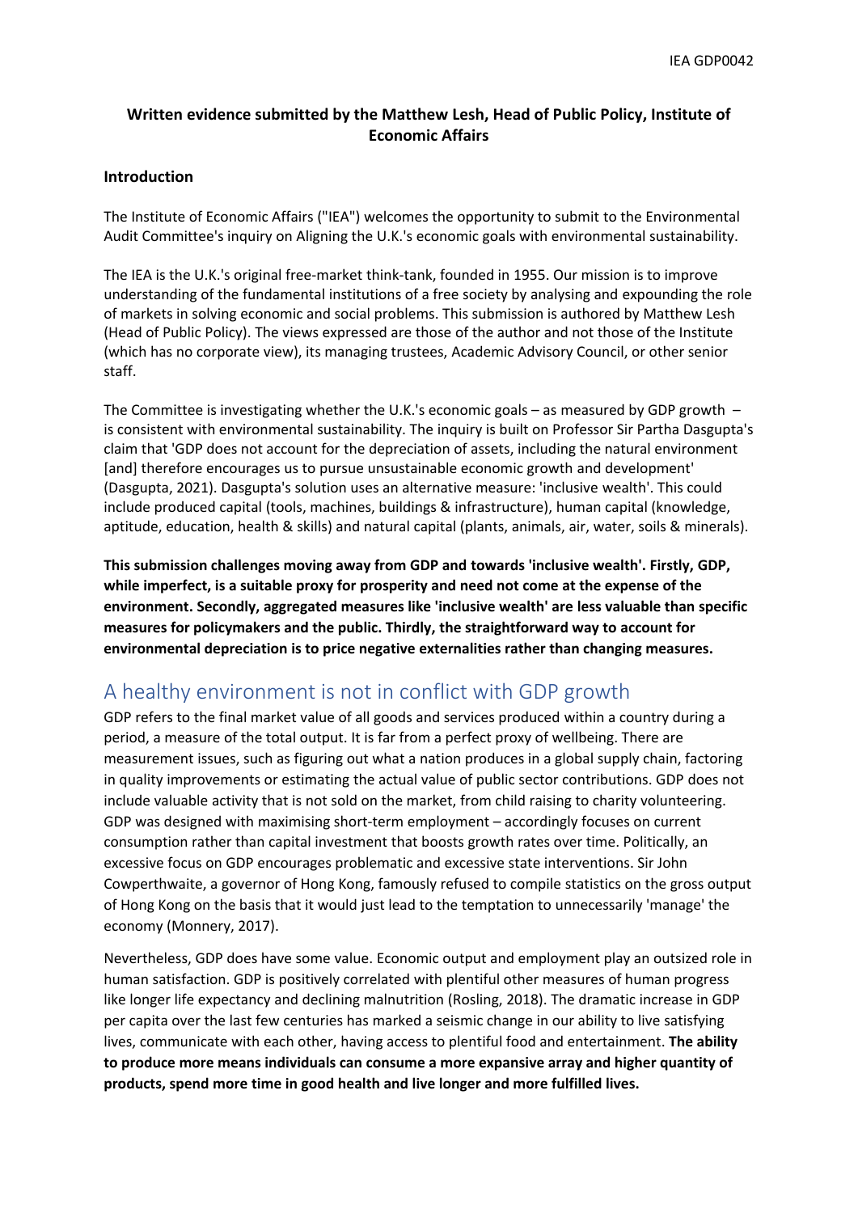**Written evidence submitted by the Matthew Lesh, Head of Public Policy, Institute of Economic Affairs**

**Introduction**

The Institute of Economic Affairs ("IEA") welcomes the opportunity to submit to the Environmental Audit Committee's inquiry on Aligning the U.K.'s economic goals with environmental sustainability.

The IEA is the U.K.'s original free-market think-tank, founded in 1955. Our mission is to improve understanding of the fundamental institutions of a free society by analysing and expounding the role of markets in solving economic and social problems. This submission is authored by Matthew Lesh (Head of Public Policy). The views expressed are those of the author and not those of the Institute (which has no corporate view), its managing trustees, Academic Advisory Council, or other senior staff.

The Committee is investigating whether the U.K.'s economic goals – as measured by GDP growth – is consistent with environmental sustainability. The inquiry is built on Professor Sir Partha Dasgupta's claim that 'GDP does not account for the depreciation of assets, including the natural environment [and] therefore encourages us to pursue unsustainable economic growth and development' (Dasgupta, 2021). Dasgupta's solution uses an alternative measure: 'inclusive wealth'. This could include produced capital (tools, machines, buildings & infrastructure), human capital (knowledge, aptitude, education, health & skills) and natural capital (plants, animals, air, water, soils & minerals).

**This submission challenges moving away from GDP and towards 'inclusive wealth'. Firstly, GDP, while imperfect, is a suitable proxy for prosperity and need not come at the expense of the environment. Secondly, aggregated measures like 'inclusive wealth' are less valuable than specific measures for policymakers and the public. Thirdly, the straightforward way to account for environmental depreciation is to price negative externalities rather than changing measures.**

## A healthy environment is not in conflict with GDP growth

GDP refers to the final market value of all goods and services produced within a country during a period, a measure of the total output. It is far from a perfect proxy of wellbeing. There are measurement issues, such as figuring out what a nation produces in a global supply chain, factoring in quality improvements or estimating the actual value of public sector contributions. GDP does not include valuable activity that is not sold on the market, from child raising to charity volunteering. GDP was designed with maximising short-term employment – accordingly focuses on current consumption rather than capital investment that boosts growth rates over time. Politically, an excessive focus on GDP encourages problematic and excessive state interventions. Sir John Cowperthwaite, a governor of Hong Kong, famously refused to compile statistics on the gross output of Hong Kong on the basis that it would just lead to the temptation to unnecessarily 'manage' the economy (Monnery, 2017).

Nevertheless, GDP does have some value. Economic output and employment play an outsized role in human satisfaction. GDP is positively correlated with plentiful other measures of human progress like longer life expectancy and declining malnutrition (Rosling, 2018). The dramatic increase in GDP per capita over the last few centuries has marked a seismic change in our ability to live satisfying lives, communicate with each other, having access to plentiful food and entertainment. **The ability to produce more means individuals can consume a more expansive array and higher quantity of products, spend more time in good health and live longer and more fulfilled lives.**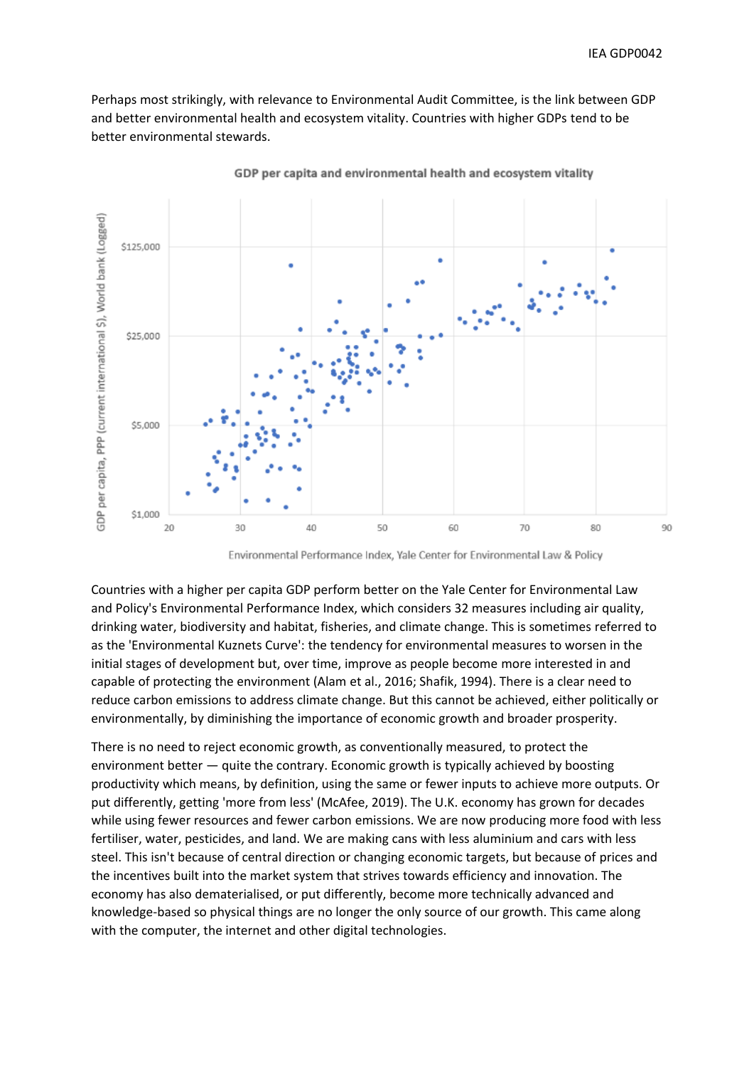Perhaps most strikingly, with relevance to Environmental Audit Committee, is the link between GDP and better environmental health and ecosystem vitality. Countries with higher GDPs tend to be better environmental stewards.

GDP per capita and environmental health and ecosystem vitality

Countries with a higher per capita GDP perform better on the Yale Center for Environmental Law and Policy's Environmental Performance Index, which considers 32 measures including air quality, drinking water, biodiversity and habitat, fisheries, and climate change. This is sometimes referred to as the 'Environmental Kuznets Curve': the tendency for environmental measures to worsen in the initial stages of development but, over time, improve as people become more interested in and capable of protecting the environment (Alam et al., 2016; Shafik, 1994). There is a clear need to reduce carbon emissions to address climate change. But this cannot be achieved, either politically or environmentally, by diminishing the importance of economic growth and broader prosperity.

There is no need to reject economic growth, as conventionally measured, to protect the environment better — quite the contrary. Economic growth is typically achieved by boosting productivity which means, by definition, using the same or fewer inputs to achieve more outputs. Or put differently, getting 'more from less' (McAfee, 2019). The U.K. economy has grown for decades while using fewer resources and fewer carbon emissions. We are now producing more food with less fertiliser, water, pesticides, and land. We are making cans with less aluminium and cars with less steel. This isn't because of central direction or changing economic targets, but because of prices and the incentives built into the market system that strives towards efficiency and innovation. The economy has also dematerialised, or put differently, become more technically advanced and knowledge-based so physical things are no longer the only source of our growth. This came along with the computer, the internet and other digital technologies.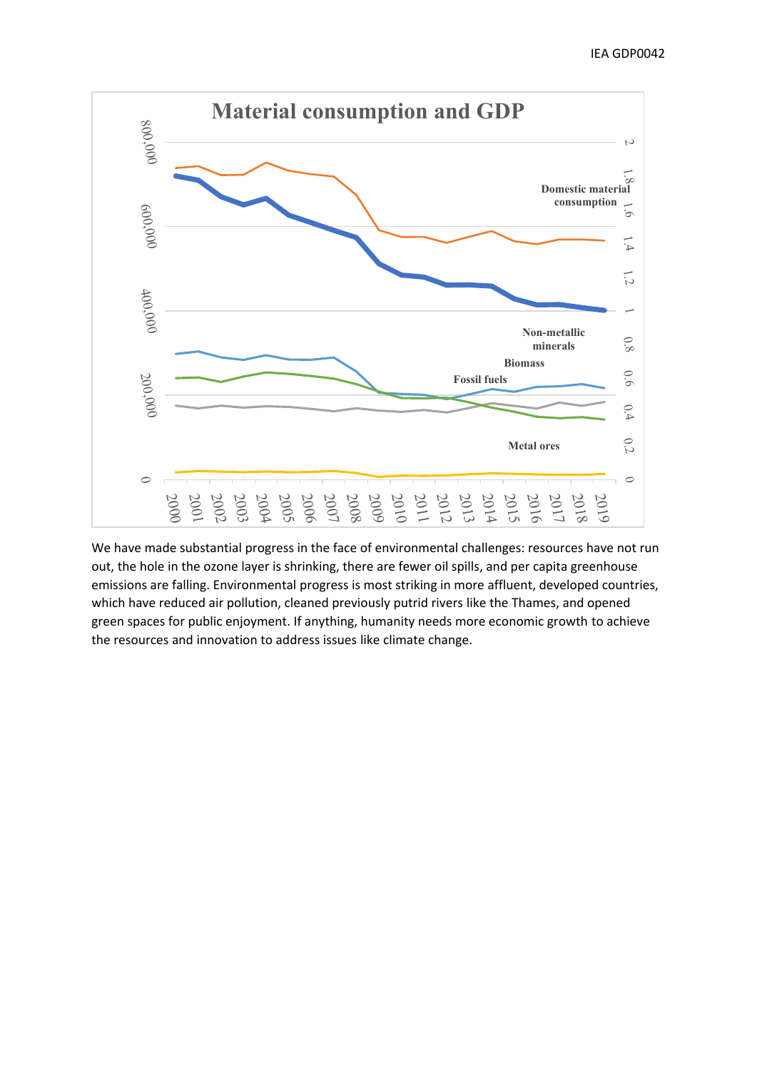**Material consumption and GDP**

Domestic material consumption

Non-metallic minerals

Biomass

Fossil fuels

Metal ores

We have made substantial progress in the face of environmental challenges: resources have not run out, the hole in the ozone layer is shrinking, there are fewer oil spills, and per capita greenhouse emissions are falling. Environmental progress is most striking in more affluent, developed countries, which have reduced air pollution, cleaned previously putrid rivers like the Thames, and opened green spaces for public enjoyment. If anything, humanity needs more economic growth to achieve the resources and innovation to address issues like climate change.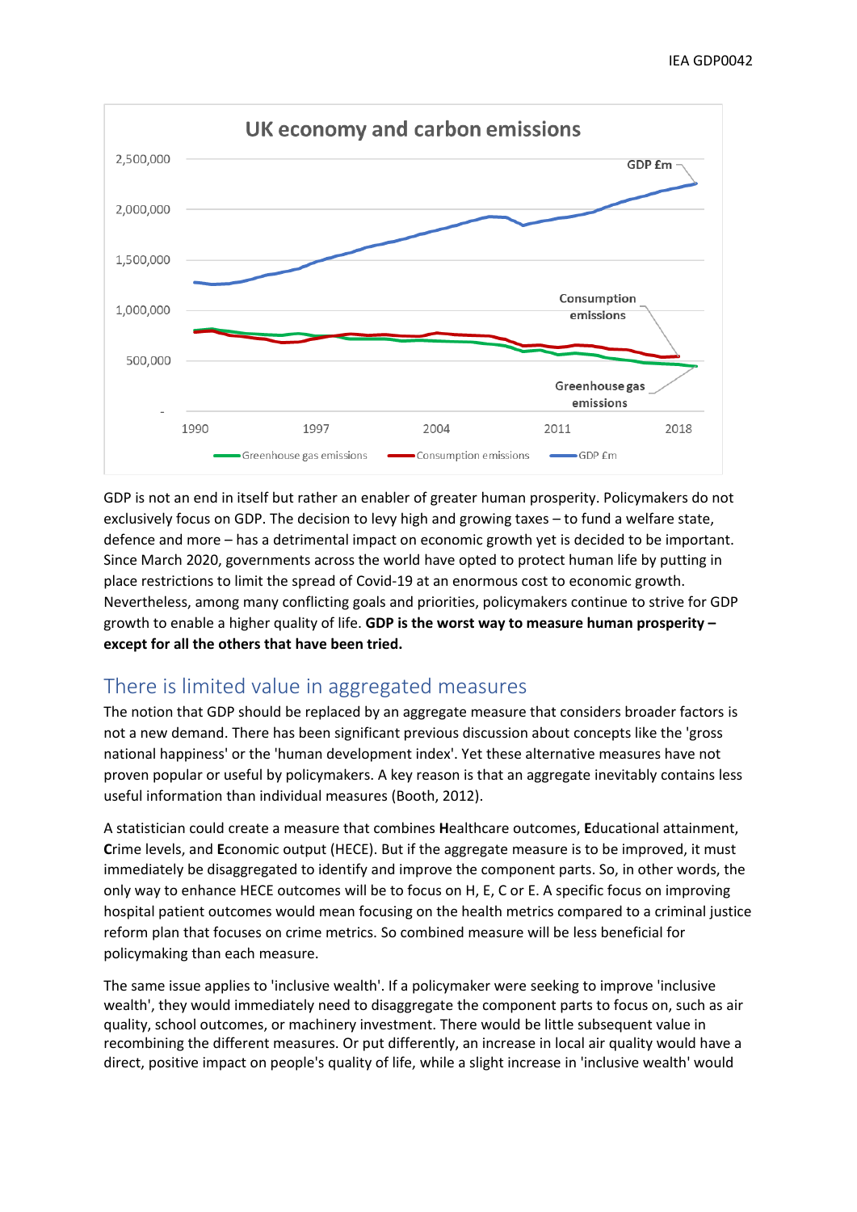GDP is not an end in itself but rather an enabler of greater human prosperity. Policymakers do not exclusively focus on GDP. The decision to levy high and growing taxes – to fund a welfare state, defence and more – has a detrimental impact on economic growth yet is decided to be important. Since March 2020, governments across the world have opted to protect human life by putting in place restrictions to limit the spread of Covid-19 at an enormous cost to economic growth. Nevertheless, among many conflicting goals and priorities, policymakers continue to strive for GDP growth to enable a higher quality of life. **GDP is the worst way to measure human prosperity – except for all the others that have been tried.**

## There is limited value in aggregated measures

The notion that GDP should be replaced by an aggregate measure that considers broader factors is not a new demand. There has been significant previous discussion about concepts like the 'gross national happiness' or the 'human development index'. Yet these alternative measures have not proven popular or useful by policymakers. A key reason is that an aggregate inevitably contains less useful information than individual measures (Booth, 2012).

A statistician could create a measure that combines **H**ealthcare outcomes, **E**ducational attainment, **C**rime levels, and **E**conomic output (HECE). But if the aggregate measure is to be improved, it must immediately be disaggregated to identify and improve the component parts. So, in other words, the only way to enhance HECE outcomes will be to focus on H, E, C or E. A specific focus on improving hospital patient outcomes would mean focusing on the health metrics compared to a criminal justice reform plan that focuses on crime metrics. So combined measure will be less beneficial for policymaking than each measure.

The same issue applies to 'inclusive wealth'. If a policymaker were seeking to improve 'inclusive wealth', they would immediately need to disaggregate the component parts to focus on, such as air quality, school outcomes, or machinery investment. There would be little subsequent value in recombining the different measures. Or put differently, an increase in local air quality would have a direct, positive impact on people's quality of life, while a slight increase in 'inclusive wealth' would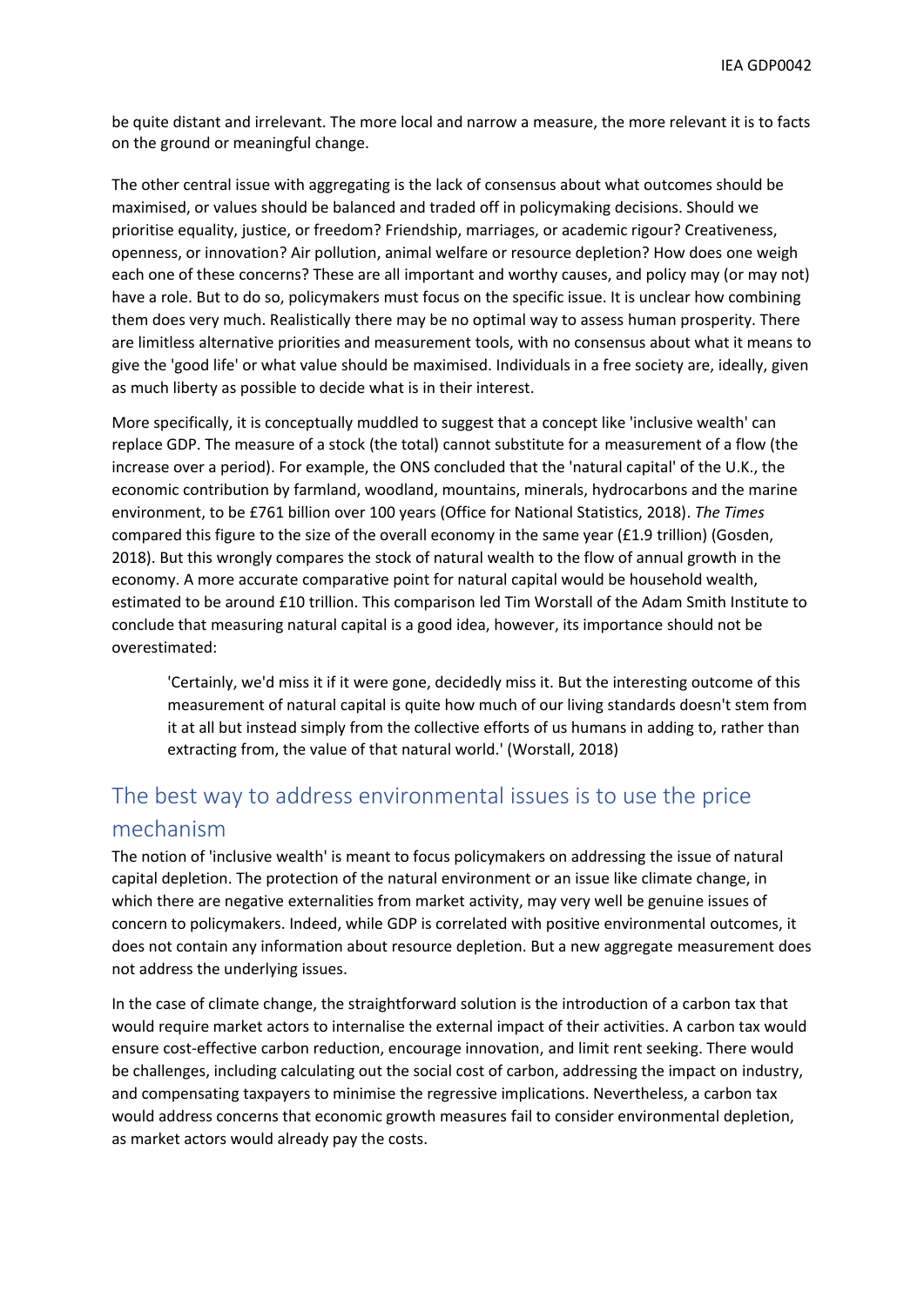be quite distant and irrelevant. The more local and narrow a measure, the more relevant it is to facts on the ground or meaningful change.

The other central issue with aggregating is the lack of consensus about what outcomes should be maximised, or values should be balanced and traded off in policymaking decisions. Should we prioritise equality, justice, or freedom? Friendship, marriages, or academic rigour? Creativeness, openness, or innovation? Air pollution, animal welfare or resource depletion? How does one weigh each one of these concerns? These are all important and worthy causes, and policy may (or may not) have a role. But to do so, policymakers must focus on the specific issue. It is unclear how combining them does very much. Realistically there may be no optimal way to assess human prosperity. There are limitless alternative priorities and measurement tools, with no consensus about what it means to give the 'good life' or what value should be maximised. Individuals in a free society are, ideally, given as much liberty as possible to decide what is in their interest.

More specifically, it is conceptually muddled to suggest that a concept like 'inclusive wealth' can replace GDP. The measure of a stock (the total) cannot substitute for a measurement of a flow (the increase over a period). For example, the ONS concluded that the 'natural capital' of the U.K., the economic contribution by farmland, woodland, mountains, minerals, hydrocarbons and the marine environment, to be £761 billion over 100 years (Office for National Statistics, 2018). *The Times* compared this figure to the size of the overall economy in the same year (£1.9 trillion) (Gosden, 2018). But this wrongly compares the stock of natural wealth to the flow of annual growth in the economy. A more accurate comparative point for natural capital would be household wealth, estimated to be around £10 trillion. This comparison led Tim Worstall of the Adam Smith Institute to conclude that measuring natural capital is a good idea, however, its importance should not be overestimated:

> 'Certainly, we'd miss it if it were gone, decidedly miss it. But the interesting outcome of this measurement of natural capital is quite how much of our living standards doesn't stem from it at all but instead simply from the collective efforts of us humans in adding to, rather than extracting from, the value of that natural world.' (Worstall, 2018)

## The best way to address environmental issues is to use the price mechanism

The notion of 'inclusive wealth' is meant to focus policymakers on addressing the issue of natural capital depletion. The protection of the natural environment or an issue like climate change, in which there are negative externalities from market activity, may very well be genuine issues of concern to policymakers. Indeed, while GDP is correlated with positive environmental outcomes, it does not contain any information about resource depletion. But a new aggregate measurement does not address the underlying issues.

In the case of climate change, the straightforward solution is the introduction of a carbon tax that would require market actors to internalise the external impact of their activities. A carbon tax would ensure cost-effective carbon reduction, encourage innovation, and limit rent seeking. There would be challenges, including calculating out the social cost of carbon, addressing the impact on industry, and compensating taxpayers to minimise the regressive implications. Nevertheless, a carbon tax would address concerns that economic growth measures fail to consider environmental depletion, as market actors would already pay the costs.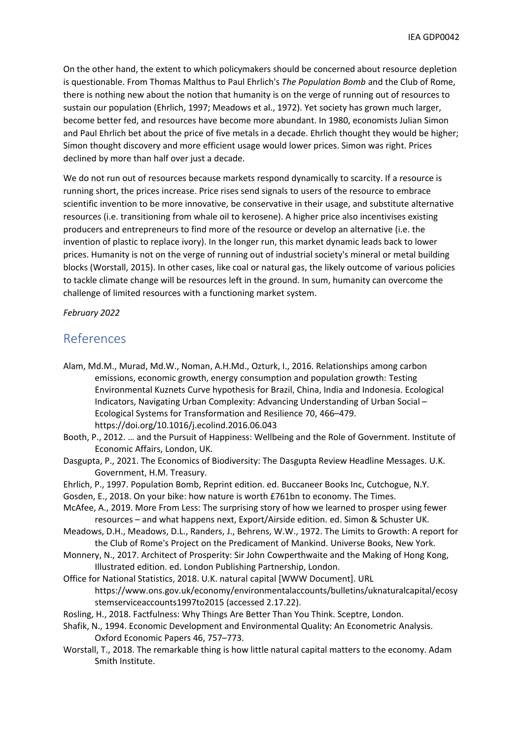On the other hand, the extent to which policymakers should be concerned about resource depletion is questionable. From Thomas Malthus to Paul Ehrlich's *The Population Bomb* and the Club of Rome, there is nothing new about the notion that humanity is on the verge of running out of resources to sustain our population (Ehrlich, 1997; Meadows et al., 1972). Yet society has grown much larger, become better fed, and resources have become more abundant. In 1980, economists Julian Simon and Paul Ehrlich bet about the price of five metals in a decade. Ehrlich thought they would be higher; Simon thought discovery and more efficient usage would lower prices. Simon was right. Prices declined by more than half over just a decade.

We do not run out of resources because markets respond dynamically to scarcity. If a resource is running short, the prices increase. Price rises send signals to users of the resource to embrace scientific invention to be more innovative, be conservative in their usage, and substitute alternative resources (i.e. transitioning from whale oil to kerosene). A higher price also incentivises existing producers and entrepreneurs to find more of the resource or develop an alternative (i.e. the invention of plastic to replace ivory). In the longer run, this market dynamic leads back to lower prices. Humanity is not on the verge of running out of industrial society's mineral or metal building blocks (Worstall, 2015). In other cases, like coal or natural gas, the likely outcome of various policies to tackle climate change will be resources left in the ground. In sum, humanity can overcome the challenge of limited resources with a functioning market system.

*February 2022*

## References

Alam, Md.M., Murad, Md.W., Noman, A.H.Md., Ozturk, I., 2016. Relationships among carbon emissions, economic growth, energy consumption and population growth: Testing Environmental Kuznets Curve hypothesis for Brazil, China, India and Indonesia. Ecological Indicators, Navigating Urban Complexity: Advancing Understanding of Urban Social – Ecological Systems for Transformation and Resilience 70, 466–479. https://doi.org/10.1016/j.ecolind.2016.06.043

Booth, P., 2012. … and the Pursuit of Happiness: Wellbeing and the Role of Government. Institute of Economic Affairs, London, UK.

Dasgupta, P., 2021. The Economics of Biodiversity: The Dasgupta Review Headline Messages. U.K. Government, H.M. Treasury.

Ehrlich, P., 1997. Population Bomb, Reprint edition. ed. Buccaneer Books Inc, Cutchogue, N.Y.

Gosden, E., 2018. On your bike: how nature is worth £761bn to economy. The Times.

McAfee, A., 2019. More From Less: The surprising story of how we learned to prosper using fewer resources – and what happens next, Export/Airside edition. ed. Simon & Schuster UK.

Meadows, D.H., Meadows, D.L., Randers, J., Behrens, W.W., 1972. The Limits to Growth: A report for the Club of Rome's Project on the Predicament of Mankind. Universe Books, New York.

Monnery, N., 2017. Architect of Prosperity: Sir John Cowperthwaite and the Making of Hong Kong, Illustrated edition. ed. London Publishing Partnership, London.

Office for National Statistics, 2018. U.K. natural capital [WWW Document]. URL https://www.ons.gov.uk/economy/environmentalaccounts/bulletins/uknaturalcapital/ecosystemserviceaccounts1997to2015 (accessed 2.17.22).

Rosling, H., 2018. Factfulness: Why Things Are Better Than You Think. Sceptre, London.

Shafik, N., 1994. Economic Development and Environmental Quality: An Econometric Analysis. Oxford Economic Papers 46, 757–773.

Worstall, T., 2018. The remarkable thing is how little natural capital matters to the economy. Adam Smith Institute.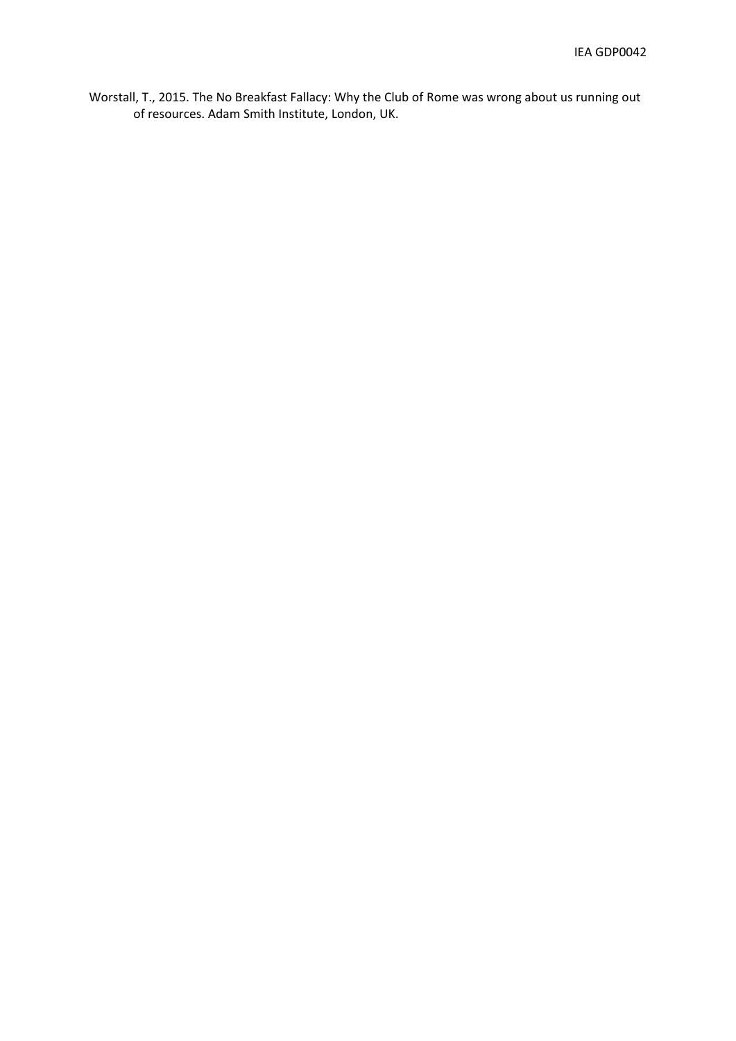Worstall, T., 2015. The No Breakfast Fallacy: Why the Club of Rome was wrong about us running out of resources. Adam Smith Institute, London, UK.